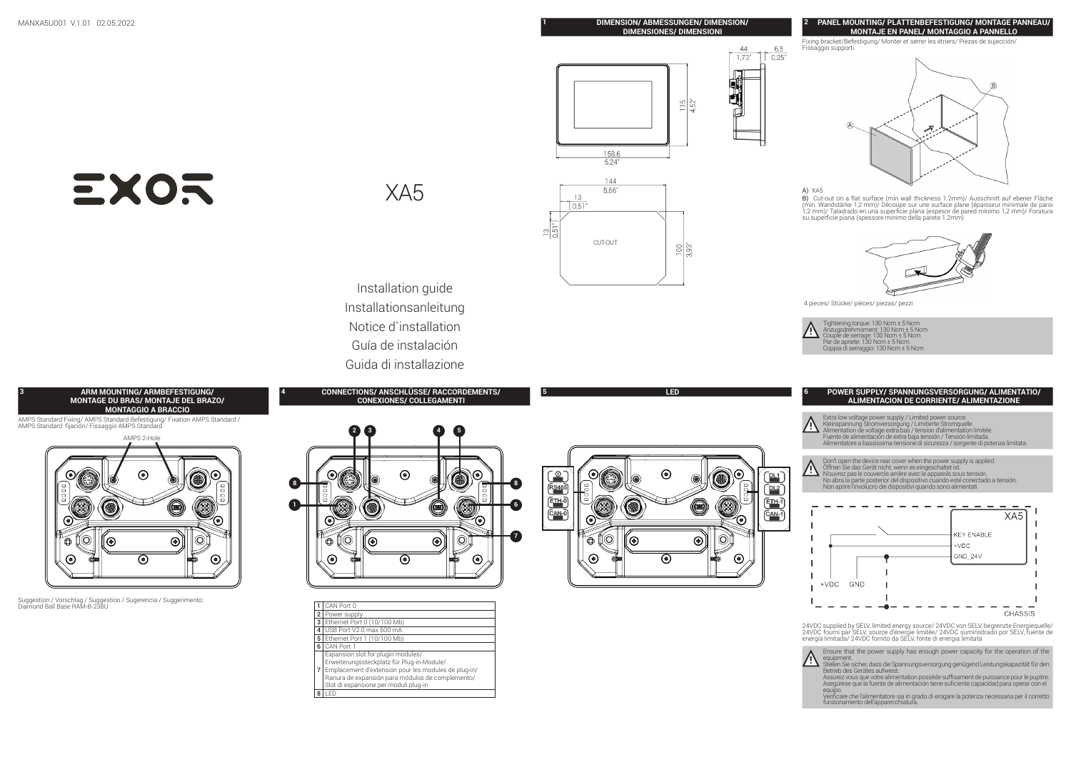MANXA5U001 V.1.01 02.05.2022

EXOR

# XA5

Installation guide
Installationsanleitung
Notice d`installation
Guía de instalación
Guida di installazione

## 1 DIMENSION/ ABMESSUNGEN/ DIMENSION/ DIMENSIONES/ DIMENSIONI

158,6
6,24"

115
4,52"

44
1,73"

6,5
0,25"

144
5,66"

13
0,51"

13
0,51"

CUT-OUT

100
3,93"

## 2 PANEL MOUNTING/ PLATTENBEFESTIGUNG/ MONTAGE PANNEAU/ MONTAJE EN PANEL/ MONTAGGIO A PANNELLO

Fixing bracket/Befestigung/ Monter et serrer les étriers/ Piezas de sujección/ Fissaggio supporti

A) XA5

B) Cut-out on a flat surface (min wall thickness 1.2mm)/ Ausschnitt auf ebener Fläche (min. Wandstärke 1,2 mm)/ Découpe sur une surface plane (épaisseur minimale de paroi 1,2 mm)/ Taladrado en una superficie plana (espesor de pared mínimo 1,2 mm)/ Foratura su superficie piana (spessore minimo della parete 1.2mm)

4 pieces/ Stücke/ pièces/ piezas/ pezzi

Tightening torque: 130 Ncm ± 5 Ncm
Anzugsdrehmoment: 130 Ncm ± 5 Ncm
Couple de serrage: 130 Ncm ± 5 Ncm
Par de apriete: 130 Ncm ± 5 Ncm
Coppia di serraggio: 130 Ncm ± 5 Ncm

## 3 ARM MOUNTING/ ARMBEFESTIGUNG/ MONTAGE DU BRAS/ MONTAJE DEL BRAZO/ MONTAGGIO A BRACCIO

AMPS Standard Fixing/ AMPS Standard Befestigung/ Fixation AMPS Standard / AMPS Standard fijación/ Fissaggio AMPS Standard

AMPS 2-Hole

Suggestion / Vorschlag / Suggestion / Sugerencia / Suggerimento:
Diamond Ball Base RAM-B-238U

## 4 CONNECTIONS/ ANSCHLÜSSE/ RACCORDEMENTS/ CONEXIONES/ COLLEGAMENTI

| | |
|---|---|
| 1 | CAN Port 0 |
| 2 | Power supply |
| 3 | Ethernet Port 0 (10/100 Mb) |
| 4 | USB Port V2.0 max 500 mA |
| 5 | Ethernet Port 1 (10/100 Mb) |
| 6 | CAN Port 1 |
| 7 | Expansion slot for plugin modules/ Erweiterungssteckplatz für Plug-in-Module/ Emplacement d'extension pour les modules de plug-in/ Ranura de expansión para módulos de complemento/ Slot di espansione per moduli plug-in |
| 8 | LED |

## 5 LED

RS485, ETH-0, CAN-0, DL1, DL2, ETH-1, CAN-1

## 6 POWER SUPPLY/ SPANNUNGSVERSORGUNG/ ALIMENTATIO/ ALIMENTACION DE CORRIENTE/ ALIMENTAZIONE

Extra low voltage power supply / Limited power source.
Kleinspannung Stromversorgung / Limitierte Stromquelle.
Alimentation de voltage extra bas / tension d'alimentation limitée.
Fuente de alimentación de extra baja tensión / Tensión limitada.
Alimentatore a bassissima tensione di sicurezza / sorgente di potenza limitata.

Don't open the device rear cover when the power supply is applied.
Öffnen Sie das Gerät nicht, wenn es eingeschaltet ist.
N'ouvrez pas le couvercle arrière avec le appareils sous tension.
No abra la parte posterior del dispositivo cuando esté conectado a tensión.
Non aprire l'involucro dei dispositivi quando sono alimentati

XA5: KEY ENABLE, +VDC, GND_24V — +VDC, GND — CHASSIS

24VDC supplied by SELV, limited energy source/ 24VDC von SELV, begrenzte Energiequelle/ 24VDC fourni par SELV, source d'énergie limitée/ 24VDC suministrado por SELV, fuente de energía limitada/ 24VDC fornito da SELV, fonte di energia limitata

Ensure that the power supply has enough power capacity for the operation of the equipment.
Stellen Sie sicher, dass die Spannungsversorgung genügend Leistungskapazität für den Betrieb des Gerätes aufweist.
Assurez vous que votre alimentation possède suffisamment de puissance pour le pupitre.
Asegúrese que la fuente de alimentación tiene suficiente capacidad para operar con el equipo.
Verificare che l'alimentatore sia in grado di erogare la potenza necessaria per il corretto funzionamento dell'apparecchiatura.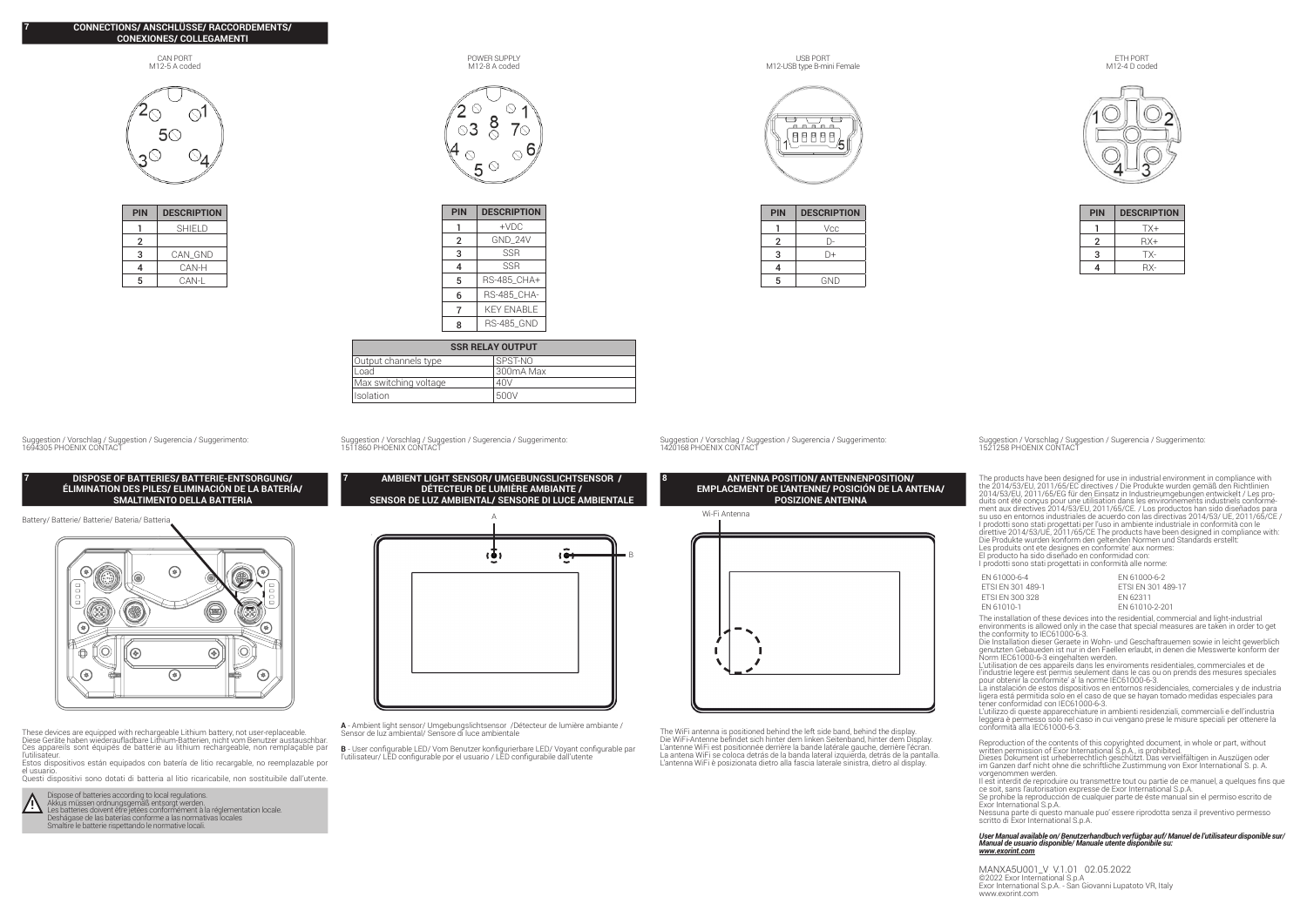## 7 CONNECTIONS/ ANSCHLÜSSE/ RACCORDEMENTS/ CONEXIONES/ COLLEGAMENTI

CAN PORT
M12-5 A coded

| PIN | DESCRIPTION |
|---|---|
| 1 | SHIELD |
| 2 | |
| 3 | CAN_GND |
| 4 | CAN-H |
| 5 | CAN-L |

Suggestion / Vorschlag / Suggestion / Sugerencia / Suggerimento:
1694305 PHOENIX CONTACT

POWER SUPPLY
M12-8 A coded

| PIN | DESCRIPTION |
|---|---|
| 1 | +VDC |
| 2 | GND_24V |
| 3 | SSR |
| 4 | SSR |
| 5 | RS-485_CHA+ |
| 6 | RS-485_CHA- |
| 7 | KEY ENABLE |
| 8 | RS-485_GND |

| SSR RELAY OUTPUT | |
|---|---|
| Output channels type | SPST-NO |
| Load | 300mA Max |
| Max switching voltage | 40V |
| Isolation | 500V |

Suggestion / Vorschlag / Suggestion / Sugerencia / Suggerimento:
1511860 PHOENIX CONTACT

USB PORT
M12-USB type B-mini Female

| PIN | DESCRIPTION |
|---|---|
| 1 | Vcc |
| 2 | D- |
| 3 | D+ |
| 4 | |
| 5 | GND |

Suggestion / Vorschlag / Suggestion / Sugerencia / Suggerimento:
1420168 PHOENIX CONTACT

ETH PORT
M12-4 D coded

| PIN | DESCRIPTION |
|---|---|
| 1 | TX+ |
| 2 | RX+ |
| 3 | TX- |
| 4 | RX- |

Suggestion / Vorschlag / Suggestion / Sugerencia / Suggerimento:
1521258 PHOENIX CONTACT

## 7 DISPOSE OF BATTERIES/ BATTERIE-ENTSORGUNG/ ÉLIMINATION DES PILES/ ELIMINACIÓN DE LA BATERÍA/ SMALTIMENTO DELLA BATTERIA

Battery/ Batterie/ Batterie/ Batería/ Batteria

These devices are equipped with rechargeable Lithium battery, not user-replaceable.
Diese Geräte haben wiederaufladbare Lithium-Batterien, nicht vom Benutzer austauschbar.
Ces appareils sont équipés de batterie au lithium rechargeable, non remplaçable par l'utilisateur.
Estos dispositivos están equipados con batería de litio recargable, no reemplazable por el usuario.
Questi dispositivi sono dotati di batteria al litio ricaricabile, non sostituibile dall'utente.

Dispose of batteries according to local regulations.
Akkus müssen ordnungsgemäß entsorgt werden.
Les batteries doivent être jetées conformément à la réglementation locale.
Deshágase de las baterías conforme a las normativas locales
Smaltire le batterie rispettando le normative locali.

## 7 AMBIENT LIGHT SENSOR/ UMGEBUNGSLICHTSENSOR / DÉTECTEUR DE LUMIÈRE AMBIANTE / SENSOR DE LUZ AMBIENTAL/ SENSORE DI LUCE AMBIENTALE

A

B

**A** - Ambient light sensor/ Umgebungslichtsensor /Détecteur de lumière ambiante / Sensor de luz ambiental/ Sensore di luce ambientale

**B** - User configurable LED/ Vom Benutzer konfigurierbare LED/ Voyant configurable par l'utilisateur/ LED configurable por el usuario / LED configurabile dall'utente

## 8 ANTENNA POSITION/ ANTENNENPOSITION/ EMPLACEMENT DE L'ANTENNE/ POSICIÓN DE LA ANTENA/ POSIZIONE ANTENNA

Wi-Fi Antenna

The WiFi antenna is positioned behind the left side band, behind the display.
Die WiFi-Antenne befindet sich hinter dem linken Seitenband, hinter dem Display.
L'antenne WiFi est positionnée derrière la bande latérale gauche, derrière l'écran.
La antena WiFi se coloca detrás de la banda lateral izquierda, detrás de la pantalla.
L'antenna WiFi è posizionata dietro alla fascia laterale sinistra, dietro al display.

The products have been designed for use in industrial environment in compliance with the 2014/53/EU, 2011/65/EC directives / Die Produkte wurden gemäß den Richtlinien 2014/53/EU, 2011/65/EG für den Einsatz in Industrieumgebungen entwickelt / Les produits ont été conçus pour une utilisation dans les environnements industriels conformément aux directives 2014/53/EU, 2011/65/CE. / Los productos han sido diseñados para su uso en entornos industriales de acuerdo con las directivas 2014/53/ UE, 2011/65/CE / I prodotti sono stati progettati per l'uso in ambiente industriale in conformità con le direttive 2014/53/UE, 2011/65/CE The products have been designed in compliance with:
Die Produkte wurden konform den geltenden Normen und Standards erstellt:
Les produits ont ete designes en conformite' aux normes:
El producto ha sido diseñado en conformidad con:
I prodotti sono stati progettati in conformità alle norme:

| | |
|---|---|
| EN 61000-6-4 | EN 61000-6-2 |
| ETSI EN 301 489-1 | ETSI EN 301 489-17 |
| ETSI EN 300 328 | EN 62311 |
| EN 61010-1 | EN 61010-2-201 |

The installation of these devices into the residential, commercial and light-industrial environments is allowed only in the case that special measures are taken in order to get the conformity to IEC61000-6-3.
Die Installation dieser Geraete in Wohn- und Geschaftraeumen sowie in leicht gewerblich genutzten Gebaeuden ist nur in den Faellen erlaubt, in denen die Messwerte konform der Norm IEC61000-6-3 eingehalten werden.
L'utilisation de ces appareils dans les enviroments residentiales, commerciales et de l'industrie legere est permis seulement dans le cas ou on prends des mesures speciales pour obtenir la conformite' a' la norme IEC61000-6-3.
La instalación de estos dispositivos en entornos residenciales, comerciales y de industria ligera está permitida solo en el caso de que se hayan tomado medidas especiales para tener conformidad con IEC61000-6-3.
L'utilizzo di queste apparecchiature in ambienti residenziali, commerciali e dell'industria leggera è permesso solo nel caso in cui vengano prese le misure speciali per ottenere la conformità alla IEC61000-6-3.

Reproduction of the contents of this copyrighted document, in whole or part, without written permission of Exor International S.p.A., is prohibited.
Dieses Dokument ist urheberrechtlich geschützt. Das vervielfältigen in Auszügen oder im Ganzen darf nicht ohne die schriftliche Zustimmung von Exor International S. p. A. vorgenommen werden.
Il est interdit de reproduire ou transmettre tout ou partie de ce manuel, a quelques fins que ce soit, sans l'autorisation expresse de Exor International S.p.A.
Se prohíbe la reproducción de cualquier parte de este manual sin el permiso escrito de Exor International S.p.A.
Nessuna parte di questo manuale puo' essere riprodotta senza il preventivo permesso scritto di Exor International S.p.A.

***User Manual available on/ Benutzerhandbuch verfügbar auf/ Manuel de l'utilisateur disponible sur/ Manual de usuario disponible/ Manuale utente disponibile su: www.exorint.com***

MANXA5U001_V V.1.01 02.05.2022
©2022 Exor International S.p.A
Exor International S.p.A. - San Giovanni Lupatoto VR, Italy
www.exorint.com